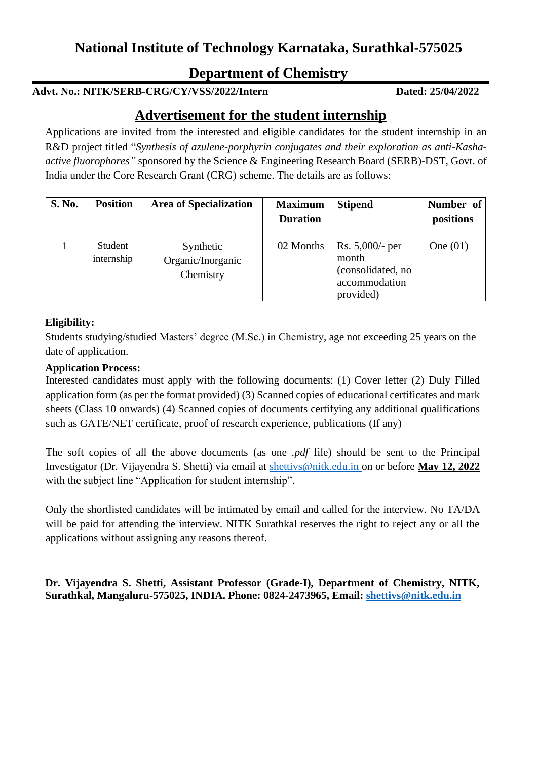# National Institute of Technology Karnataka, Surathkal-575025

## Department of Chemistry

**Advt. No.: NITK/SERB-CRG/CY/VSS/2022/Intern** **Dated: 25/04/2022**

## Advertisement for the student internship

Applications are invited from the interested and eligible candidates for the student internship in an R&D project titled "*Synthesis of azulene-porphyrin conjugates and their exploration as anti-Kasha-active fluorophores"* sponsored by the Science & Engineering Research Board (SERB)-DST, Govt. of India under the Core Research Grant (CRG) scheme. The details are as follows:

| S. No. | Position | Area of Specialization | Maximum Duration | Stipend | Number of positions |
|---|---|---|---|---|---|
| 1 | Student internship | Synthetic Organic/Inorganic Chemistry | 02 Months | Rs. 5,000/- per month (consolidated, no accommodation provided) | One (01) |

**Eligibility:**

Students studying/studied Masters' degree (M.Sc.) in Chemistry, age not exceeding 25 years on the date of application.

**Application Process:**

Interested candidates must apply with the following documents: (1) Cover letter (2) Duly Filled application form (as per the format provided) (3) Scanned copies of educational certificates and mark sheets (Class 10 onwards) (4) Scanned copies of documents certifying any additional qualifications such as GATE/NET certificate, proof of research experience, publications (If any)

The soft copies of all the above documents (as one *.pdf* file) should be sent to the Principal Investigator (Dr. Vijayendra S. Shetti) via email at shettivs@nitk.edu.in on or before **May 12, 2022** with the subject line "Application for student internship".

Only the shortlisted candidates will be intimated by email and called for the interview. No TA/DA will be paid for attending the interview. NITK Surathkal reserves the right to reject any or all the applications without assigning any reasons thereof.

---

**Dr. Vijayendra S. Shetti, Assistant Professor (Grade-I), Department of Chemistry, NITK, Surathkal, Mangaluru-575025, INDIA. Phone: 0824-2473965, Email: shettivs@nitk.edu.in**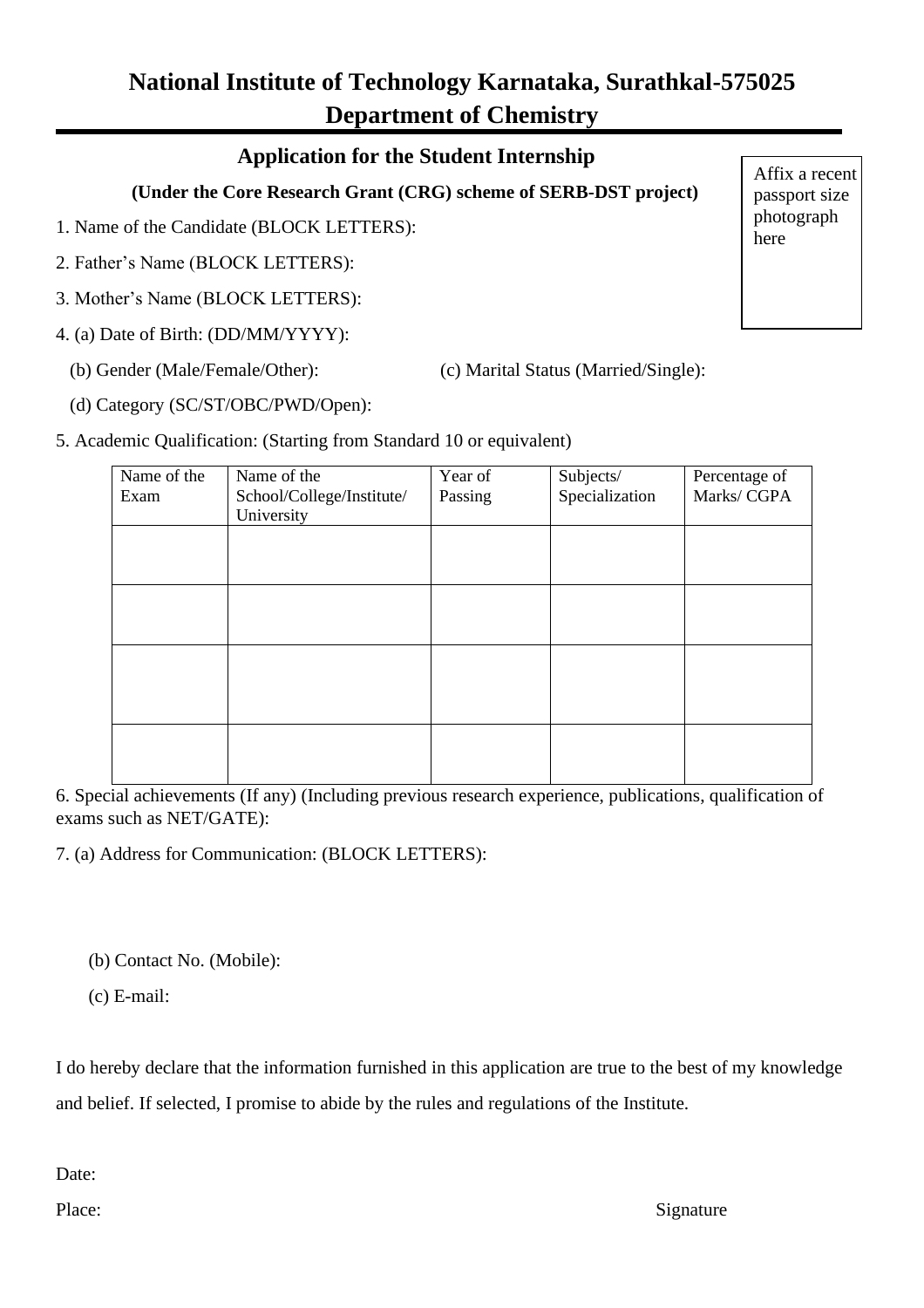# National Institute of Technology Karnataka, Surathkal-575025
# Department of Chemistry

## Application for the Student Internship

**(Under the Core Research Grant (CRG) scheme of SERB-DST project)**

Affix a recent passport size photograph here

1. Name of the Candidate (BLOCK LETTERS):

2. Father's Name (BLOCK LETTERS):

3. Mother's Name (BLOCK LETTERS):

4. (a) Date of Birth: (DD/MM/YYYY):

   (b) Gender (Male/Female/Other):   (c) Marital Status (Married/Single):

   (d) Category (SC/ST/OBC/PWD/Open):

5. Academic Qualification: (Starting from Standard 10 or equivalent)

| Name of the Exam | Name of the School/College/Institute/ University | Year of Passing | Subjects/ Specialization | Percentage of Marks/ CGPA |
|---|---|---|---|---|
| | | | | |
| | | | | |
| | | | | |
| | | | | |

6. Special achievements (If any) (Including previous research experience, publications, qualification of exams such as NET/GATE):

7. (a) Address for Communication: (BLOCK LETTERS):

   (b) Contact No. (Mobile):

   (c) E-mail:

I do hereby declare that the information furnished in this application are true to the best of my knowledge and belief. If selected, I promise to abide by the rules and regulations of the Institute.

Date:

Place: Signature